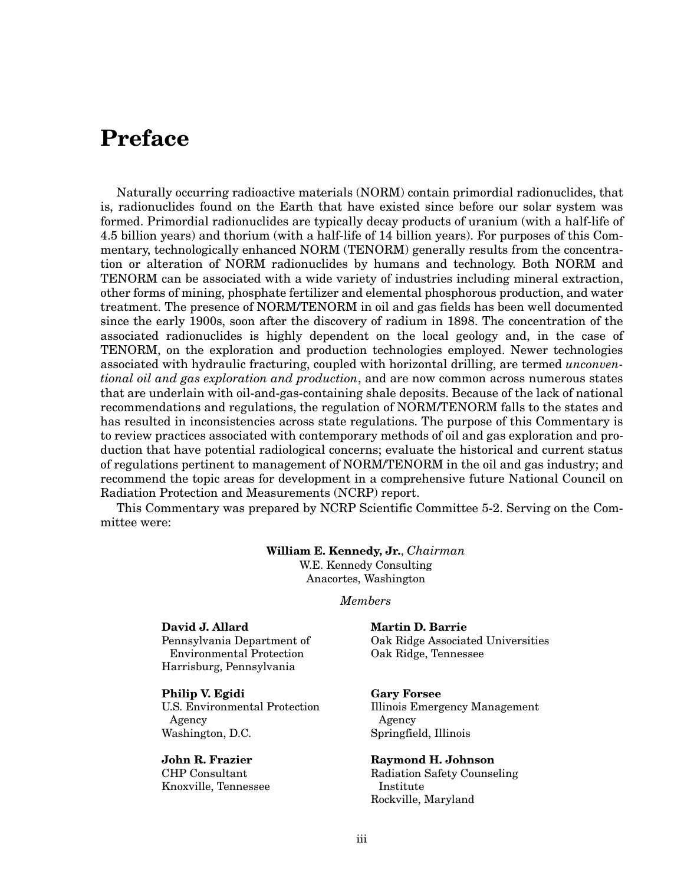# Preface

Naturally occurring radioactive materials (NORM) contain primordial radionuclides, that is, radionuclides found on the Earth that have existed since before our solar system was formed. Primordial radionuclides are typically decay products of uranium (with a half-life of 4.5 billion years) and thorium (with a half-life of 14 billion years). For purposes of this Commentary, technologically enhanced NORM (TENORM) generally results from the concentration or alteration of NORM radionuclides by humans and technology. Both NORM and TENORM can be associated with a wide variety of industries including mineral extraction, other forms of mining, phosphate fertilizer and elemental phosphorous production, and water treatment. The presence of NORM/TENORM in oil and gas fields has been well documented since the early 1900s, soon after the discovery of radium in 1898. The concentration of the associated radionuclides is highly dependent on the local geology and, in the case of TENORM, on the exploration and production technologies employed. Newer technologies associated with hydraulic fracturing, coupled with horizontal drilling, are termed *unconventional oil and gas exploration and production*, and are now common across numerous states that are underlain with oil-and-gas-containing shale deposits. Because of the lack of national recommendations and regulations, the regulation of NORM/TENORM falls to the states and has resulted in inconsistencies across state regulations. The purpose of this Commentary is to review practices associated with contemporary methods of oil and gas exploration and production that have potential radiological concerns; evaluate the historical and current status of regulations pertinent to management of NORM/TENORM in the oil and gas industry; and recommend the topic areas for development in a comprehensive future National Council on Radiation Protection and Measurements (NCRP) report.

This Commentary was prepared by NCRP Scientific Committee 5-2. Serving on the Committee were:

**William E. Kennedy, Jr.**, *Chairman*
W.E. Kennedy Consulting
Anacortes, Washington

*Members*

**David J. Allard**
Pennsylvania Department of Environmental Protection
Harrisburg, Pennsylvania

**Martin D. Barrie**
Oak Ridge Associated Universities
Oak Ridge, Tennessee

**Philip V. Egidi**
U.S. Environmental Protection Agency
Washington, D.C.

**Gary Forsee**
Illinois Emergency Management Agency
Springfield, Illinois

**John R. Frazier**
CHP Consultant
Knoxville, Tennessee

**Raymond H. Johnson**
Radiation Safety Counseling Institute
Rockville, Maryland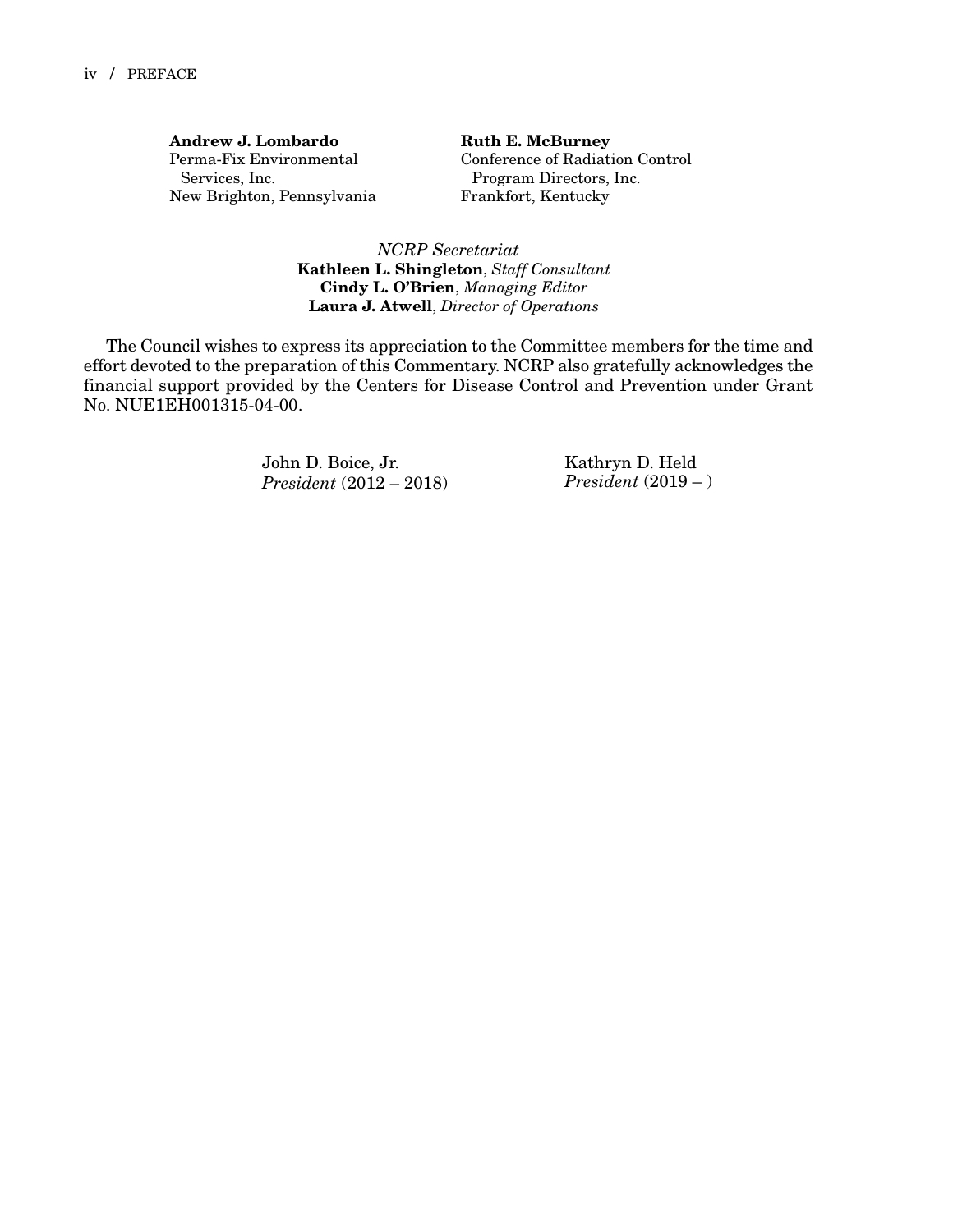**Andrew J. Lombardo**
Perma-Fix Environmental Services, Inc.
New Brighton, Pennsylvania

**Ruth E. McBurney**
Conference of Radiation Control Program Directors, Inc.
Frankfort, Kentucky

*NCRP Secretariat*
**Kathleen L. Shingleton**, *Staff Consultant*
**Cindy L. O'Brien**, *Managing Editor*
**Laura J. Atwell**, *Director of Operations*

The Council wishes to express its appreciation to the Committee members for the time and effort devoted to the preparation of this Commentary. NCRP also gratefully acknowledges the financial support provided by the Centers for Disease Control and Prevention under Grant No. NUE1EH001315-04-00.

John D. Boice, Jr.
*President* (2012 – 2018)

Kathryn D. Held
*President* (2019 – )